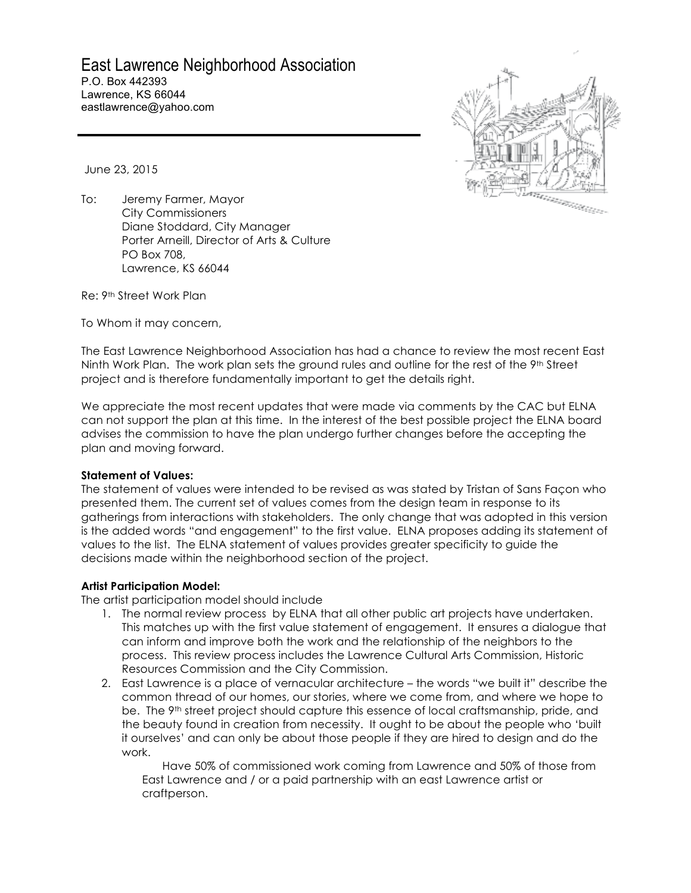# East Lawrence Neighborhood Association

P.O. Box 442393
Lawrence, KS 66044
eastlawrence@yahoo.com

June 23, 2015

To: Jeremy Farmer, Mayor
City Commissioners
Diane Stoddard, City Manager
Porter Arneill, Director of Arts & Culture
PO Box 708,
Lawrence, KS 66044

Re: 9th Street Work Plan

To Whom it may concern,

The East Lawrence Neighborhood Association has had a chance to review the most recent East Ninth Work Plan. The work plan sets the ground rules and outline for the rest of the 9th Street project and is therefore fundamentally important to get the details right.

We appreciate the most recent updates that were made via comments by the CAC but ELNA can not support the plan at this time. In the interest of the best possible project the ELNA board advises the commission to have the plan undergo further changes before the accepting the plan and moving forward.

**Statement of Values:**
The statement of values were intended to be revised as was stated by Tristan of Sans Façon who presented them. The current set of values comes from the design team in response to its gatherings from interactions with stakeholders. The only change that was adopted in this version is the added words "and engagement" to the first value. ELNA proposes adding its statement of values to the list. The ELNA statement of values provides greater specificity to guide the decisions made within the neighborhood section of the project.

**Artist Participation Model:**
The artist participation model should include

1. The normal review process by ELNA that all other public art projects have undertaken. This matches up with the first value statement of engagement. It ensures a dialogue that can inform and improve both the work and the relationship of the neighbors to the process. This review process includes the Lawrence Cultural Arts Commission, Historic Resources Commission and the City Commission.
2. East Lawrence is a place of vernacular architecture – the words "we built it" describe the common thread of our homes, our stories, where we come from, and where we hope to be. The 9th street project should capture this essence of local craftsmanship, pride, and the beauty found in creation from necessity. It ought to be about the people who 'built it ourselves' and can only be about those people if they are hired to design and do the work.

   Have 50% of commissioned work coming from Lawrence and 50% of those from East Lawrence and / or a paid partnership with an east Lawrence artist or craftperson.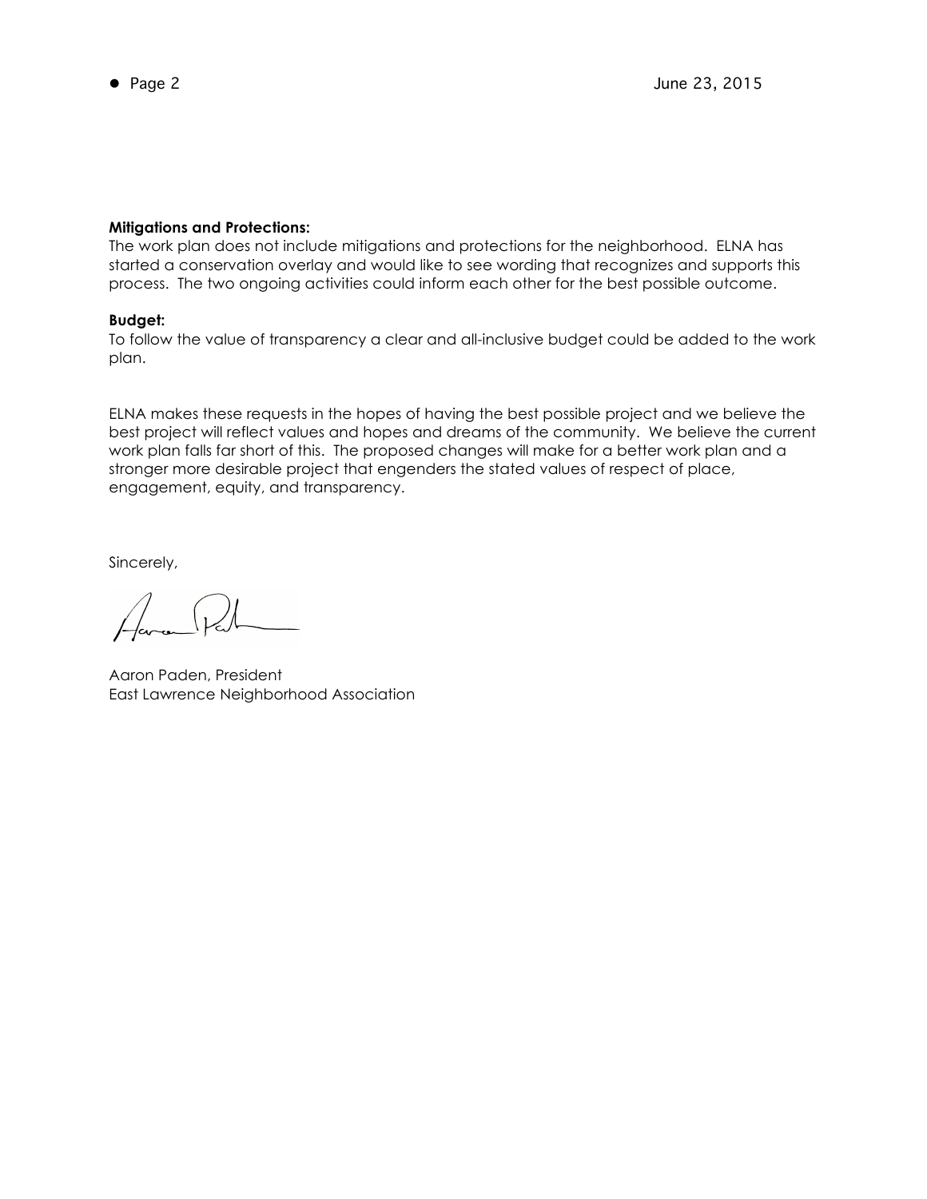**Mitigations and Protections:**
The work plan does not include mitigations and protections for the neighborhood. ELNA has started a conservation overlay and would like to see wording that recognizes and supports this process. The two ongoing activities could inform each other for the best possible outcome.

**Budget:**
To follow the value of transparency a clear and all-inclusive budget could be added to the work plan.

ELNA makes these requests in the hopes of having the best possible project and we believe the best project will reflect values and hopes and dreams of the community. We believe the current work plan falls far short of this. The proposed changes will make for a better work plan and a stronger more desirable project that engenders the stated values of respect of place, engagement, equity, and transparency.

Sincerely,

Aaron Paden, President
East Lawrence Neighborhood Association